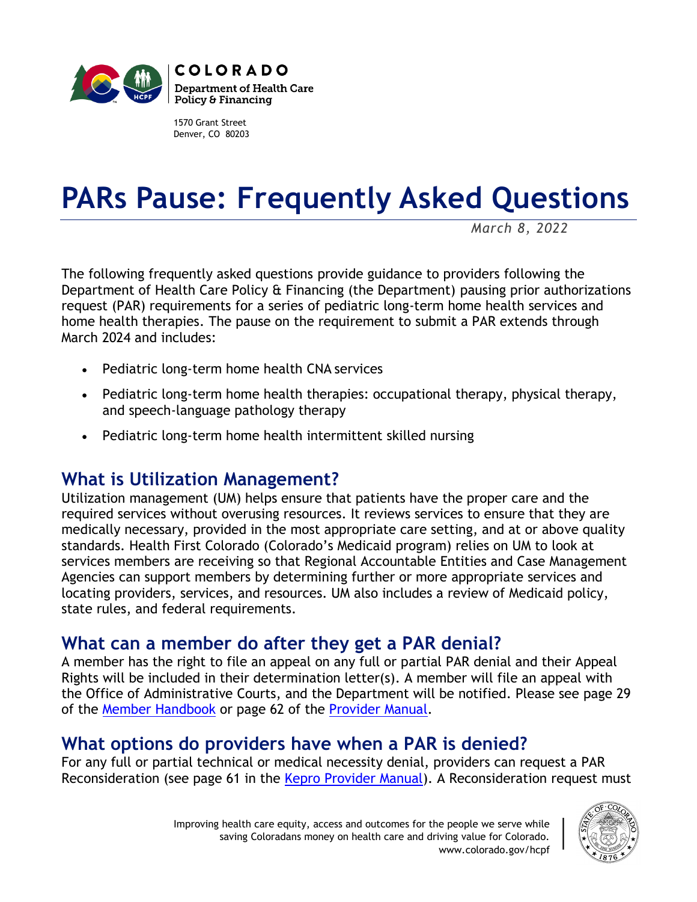COLORADO

Department of Health Care Policy & Financing

1570 Grant Street
Denver, CO 80203

# PARs Pause: Frequently Asked Questions

*March 8, 2022*

The following frequently asked questions provide guidance to providers following the Department of Health Care Policy & Financing (the Department) pausing prior authorizations request (PAR) requirements for a series of pediatric long-term home health services and home health therapies. The pause on the requirement to submit a PAR extends through March 2024 and includes:

- Pediatric long-term home health CNA services
- Pediatric long-term home health therapies: occupational therapy, physical therapy, and speech-language pathology therapy
- Pediatric long-term home health intermittent skilled nursing

## What is Utilization Management?

Utilization management (UM) helps ensure that patients have the proper care and the required services without overusing resources. It reviews services to ensure that they are medically necessary, provided in the most appropriate care setting, and at or above quality standards. Health First Colorado (Colorado's Medicaid program) relies on UM to look at services members are receiving so that Regional Accountable Entities and Case Management Agencies can support members by determining further or more appropriate services and locating providers, services, and resources. UM also includes a review of Medicaid policy, state rules, and federal requirements.

## What can a member do after they get a PAR denial?

A member has the right to file an appeal on any full or partial PAR denial and their Appeal Rights will be included in their determination letter(s). A member will file an appeal with the Office of Administrative Courts, and the Department will be notified. Please see page 29 of the [Member Handbook] or page 62 of the [Provider Manual].

## What options do providers have when a PAR is denied?

For any full or partial technical or medical necessity denial, providers can request a PAR Reconsideration (see page 61 in the [Kepro Provider Manual]). A Reconsideration request must

Improving health care equity, access and outcomes for the people we serve while saving Coloradans money on health care and driving value for Colorado.
www.colorado.gov/hcpf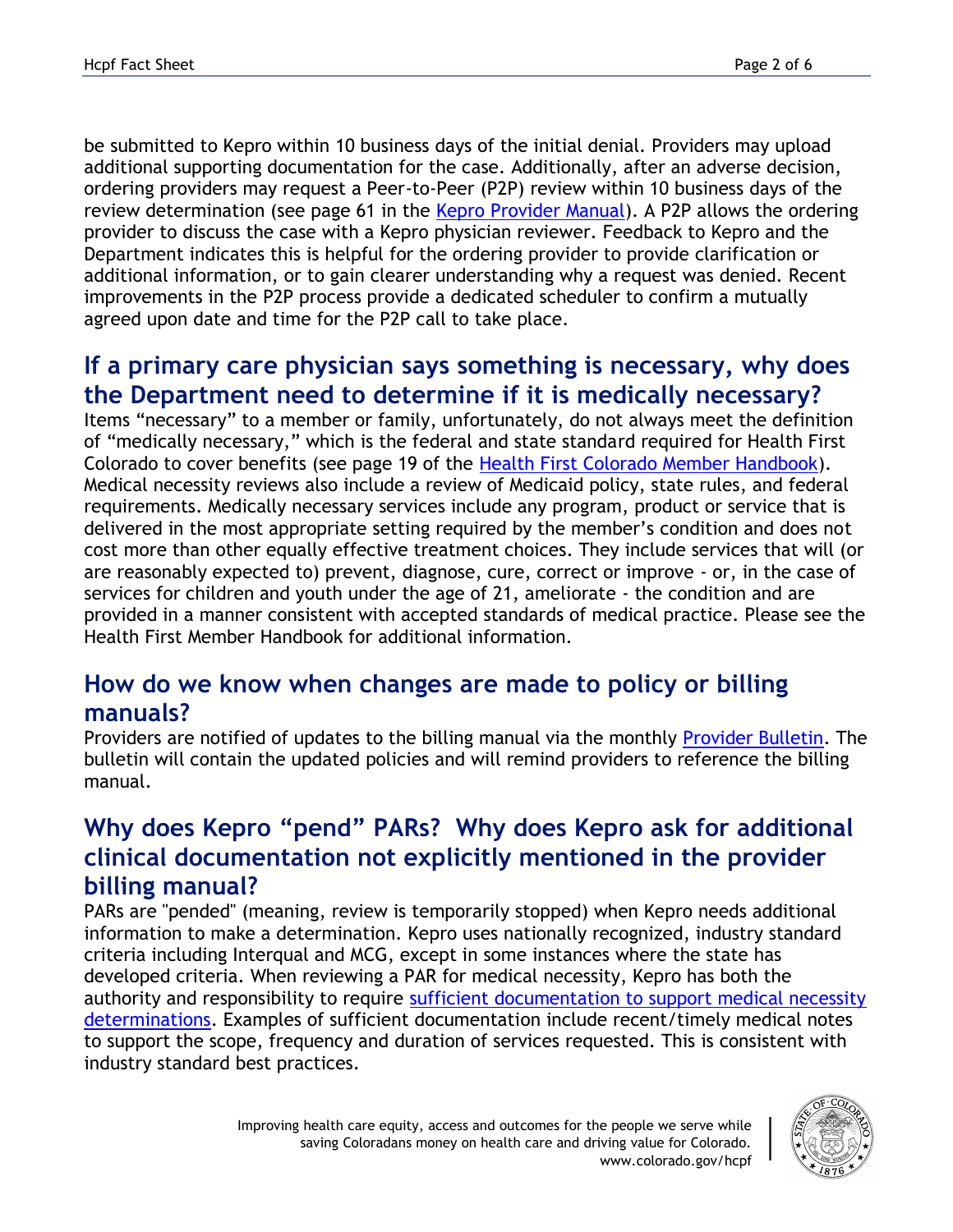be submitted to Kepro within 10 business days of the initial denial. Providers may upload additional supporting documentation for the case. Additionally, after an adverse decision, ordering providers may request a Peer-to-Peer (P2P) review within 10 business days of the review determination (see page 61 in the Kepro Provider Manual). A P2P allows the ordering provider to discuss the case with a Kepro physician reviewer. Feedback to Kepro and the Department indicates this is helpful for the ordering provider to provide clarification or additional information, or to gain clearer understanding why a request was denied. Recent improvements in the P2P process provide a dedicated scheduler to confirm a mutually agreed upon date and time for the P2P call to take place.

## If a primary care physician says something is necessary, why does the Department need to determine if it is medically necessary?

Items "necessary" to a member or family, unfortunately, do not always meet the definition of "medically necessary," which is the federal and state standard required for Health First Colorado to cover benefits (see page 19 of the Health First Colorado Member Handbook). Medical necessity reviews also include a review of Medicaid policy, state rules, and federal requirements. Medically necessary services include any program, product or service that is delivered in the most appropriate setting required by the member's condition and does not cost more than other equally effective treatment choices. They include services that will (or are reasonably expected to) prevent, diagnose, cure, correct or improve - or, in the case of services for children and youth under the age of 21, ameliorate - the condition and are provided in a manner consistent with accepted standards of medical practice. Please see the Health First Member Handbook for additional information.

## How do we know when changes are made to policy or billing manuals?

Providers are notified of updates to the billing manual via the monthly Provider Bulletin. The bulletin will contain the updated policies and will remind providers to reference the billing manual.

## Why does Kepro "pend" PARs? Why does Kepro ask for additional clinical documentation not explicitly mentioned in the provider billing manual?

PARs are "pended" (meaning, review is temporarily stopped) when Kepro needs additional information to make a determination. Kepro uses nationally recognized, industry standard criteria including Interqual and MCG, except in some instances where the state has developed criteria. When reviewing a PAR for medical necessity, Kepro has both the authority and responsibility to require sufficient documentation to support medical necessity determinations. Examples of sufficient documentation include recent/timely medical notes to support the scope, frequency and duration of services requested. This is consistent with industry standard best practices.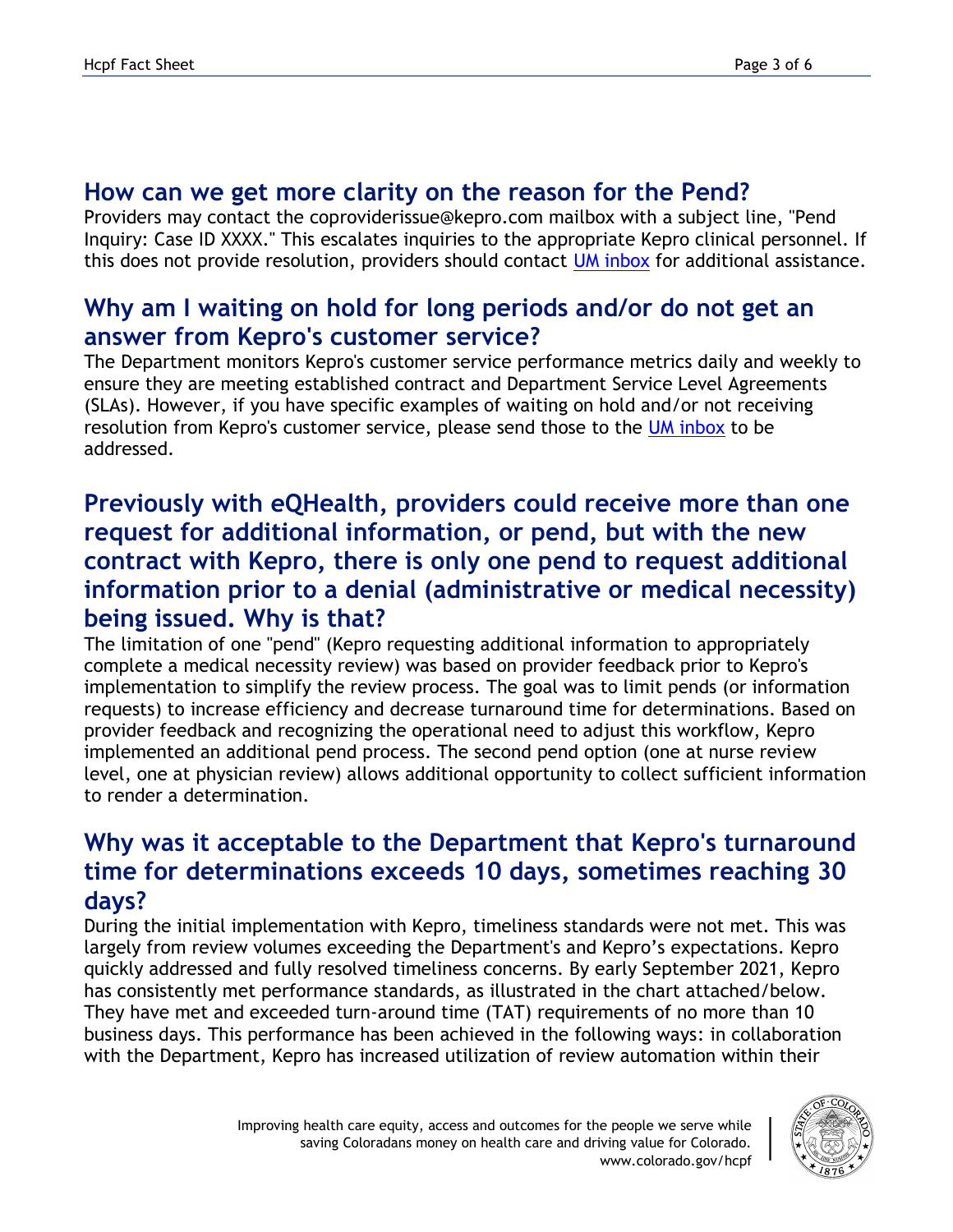## How can we get more clarity on the reason for the Pend?

Providers may contact the coproviderissue@kepro.com mailbox with a subject line, "Pend Inquiry: Case ID XXXX." This escalates inquiries to the appropriate Kepro clinical personnel. If this does not provide resolution, providers should contact UM inbox for additional assistance.

## Why am I waiting on hold for long periods and/or do not get an answer from Kepro's customer service?

The Department monitors Kepro's customer service performance metrics daily and weekly to ensure they are meeting established contract and Department Service Level Agreements (SLAs). However, if you have specific examples of waiting on hold and/or not receiving resolution from Kepro's customer service, please send those to the UM inbox to be addressed.

## Previously with eQHealth, providers could receive more than one request for additional information, or pend, but with the new contract with Kepro, there is only one pend to request additional information prior to a denial (administrative or medical necessity) being issued. Why is that?

The limitation of one "pend" (Kepro requesting additional information to appropriately complete a medical necessity review) was based on provider feedback prior to Kepro's implementation to simplify the review process. The goal was to limit pends (or information requests) to increase efficiency and decrease turnaround time for determinations. Based on provider feedback and recognizing the operational need to adjust this workflow, Kepro implemented an additional pend process. The second pend option (one at nurse review level, one at physician review) allows additional opportunity to collect sufficient information to render a determination.

## Why was it acceptable to the Department that Kepro's turnaround time for determinations exceeds 10 days, sometimes reaching 30 days?

During the initial implementation with Kepro, timeliness standards were not met. This was largely from review volumes exceeding the Department's and Kepro's expectations. Kepro quickly addressed and fully resolved timeliness concerns. By early September 2021, Kepro has consistently met performance standards, as illustrated in the chart attached/below. They have met and exceeded turn-around time (TAT) requirements of no more than 10 business days. This performance has been achieved in the following ways: in collaboration with the Department, Kepro has increased utilization of review automation within their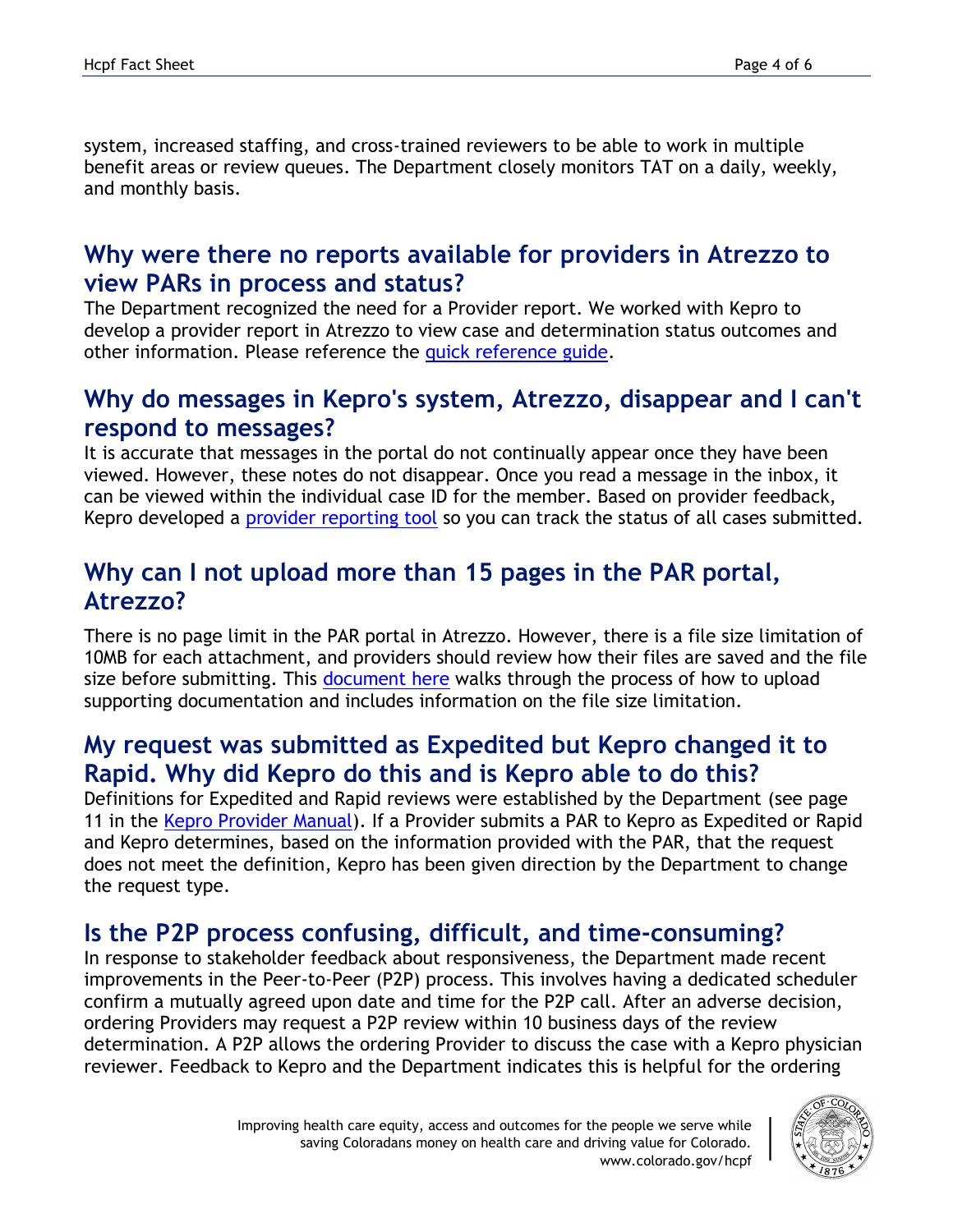system, increased staffing, and cross-trained reviewers to be able to work in multiple benefit areas or review queues. The Department closely monitors TAT on a daily, weekly, and monthly basis.

## Why were there no reports available for providers in Atrezzo to view PARs in process and status?

The Department recognized the need for a Provider report. We worked with Kepro to develop a provider report in Atrezzo to view case and determination status outcomes and other information. Please reference the quick reference guide.

## Why do messages in Kepro's system, Atrezzo, disappear and I can't respond to messages?

It is accurate that messages in the portal do not continually appear once they have been viewed. However, these notes do not disappear. Once you read a message in the inbox, it can be viewed within the individual case ID for the member. Based on provider feedback, Kepro developed a provider reporting tool so you can track the status of all cases submitted.

## Why can I not upload more than 15 pages in the PAR portal, Atrezzo?

There is no page limit in the PAR portal in Atrezzo. However, there is a file size limitation of 10MB for each attachment, and providers should review how their files are saved and the file size before submitting. This document here walks through the process of how to upload supporting documentation and includes information on the file size limitation.

## My request was submitted as Expedited but Kepro changed it to Rapid. Why did Kepro do this and is Kepro able to do this?

Definitions for Expedited and Rapid reviews were established by the Department (see page 11 in the Kepro Provider Manual). If a Provider submits a PAR to Kepro as Expedited or Rapid and Kepro determines, based on the information provided with the PAR, that the request does not meet the definition, Kepro has been given direction by the Department to change the request type.

## Is the P2P process confusing, difficult, and time-consuming?

In response to stakeholder feedback about responsiveness, the Department made recent improvements in the Peer-to-Peer (P2P) process. This involves having a dedicated scheduler confirm a mutually agreed upon date and time for the P2P call. After an adverse decision, ordering Providers may request a P2P review within 10 business days of the review determination. A P2P allows the ordering Provider to discuss the case with a Kepro physician reviewer. Feedback to Kepro and the Department indicates this is helpful for the ordering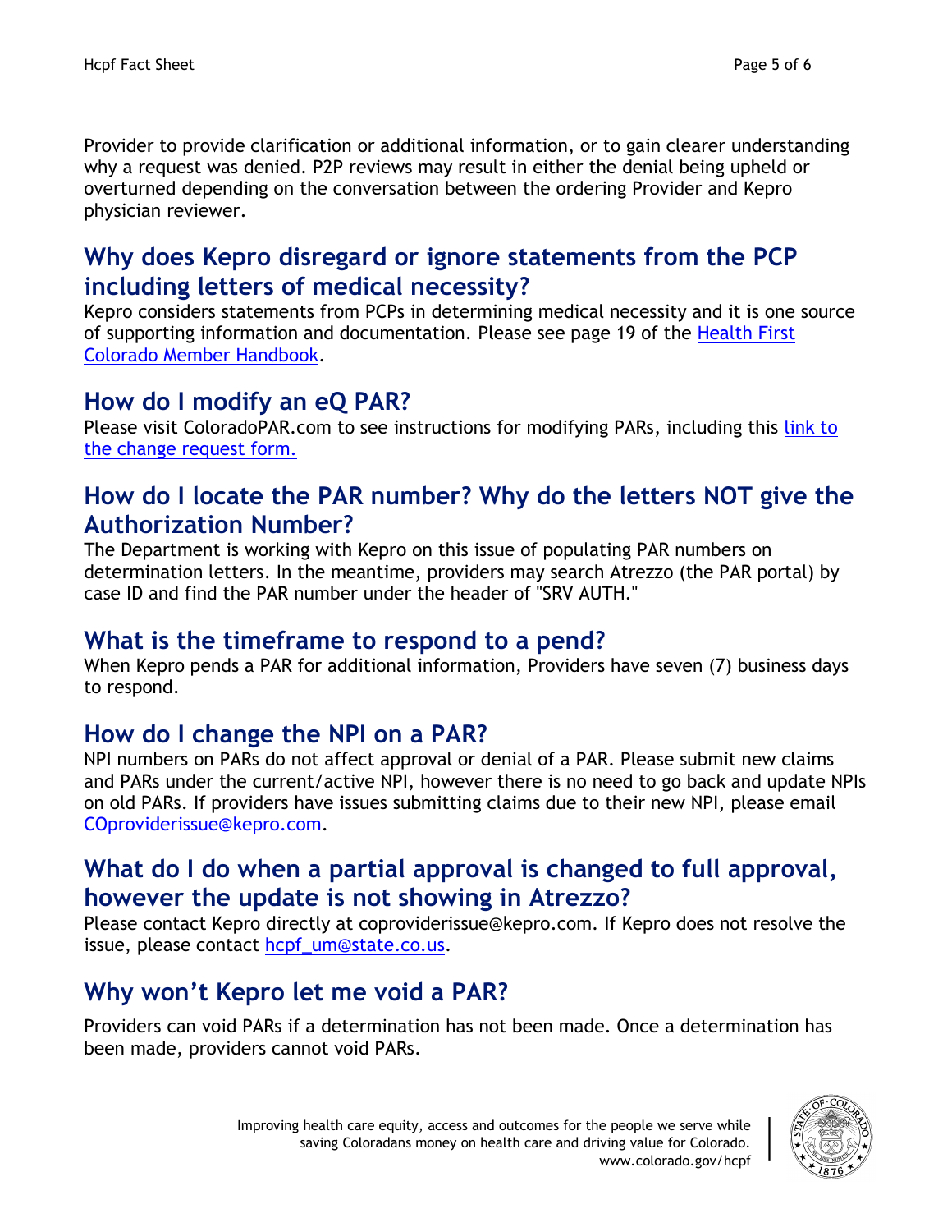Provider to provide clarification or additional information, or to gain clearer understanding why a request was denied. P2P reviews may result in either the denial being upheld or overturned depending on the conversation between the ordering Provider and Kepro physician reviewer.

## Why does Kepro disregard or ignore statements from the PCP including letters of medical necessity?

Kepro considers statements from PCPs in determining medical necessity and it is one source of supporting information and documentation. Please see page 19 of the Health First Colorado Member Handbook.

## How do I modify an eQ PAR?

Please visit ColoradoPAR.com to see instructions for modifying PARs, including this link to the change request form.

## How do I locate the PAR number? Why do the letters NOT give the Authorization Number?

The Department is working with Kepro on this issue of populating PAR numbers on determination letters. In the meantime, providers may search Atrezzo (the PAR portal) by case ID and find the PAR number under the header of "SRV AUTH."

## What is the timeframe to respond to a pend?

When Kepro pends a PAR for additional information, Providers have seven (7) business days to respond.

## How do I change the NPI on a PAR?

NPI numbers on PARs do not affect approval or denial of a PAR. Please submit new claims and PARs under the current/active NPI, however there is no need to go back and update NPIs on old PARs. If providers have issues submitting claims due to their new NPI, please email COproviderissue@kepro.com.

## What do I do when a partial approval is changed to full approval, however the update is not showing in Atrezzo?

Please contact Kepro directly at coproviderissue@kepro.com. If Kepro does not resolve the issue, please contact hcpf_um@state.co.us.

## Why won't Kepro let me void a PAR?

Providers can void PARs if a determination has not been made. Once a determination has been made, providers cannot void PARs.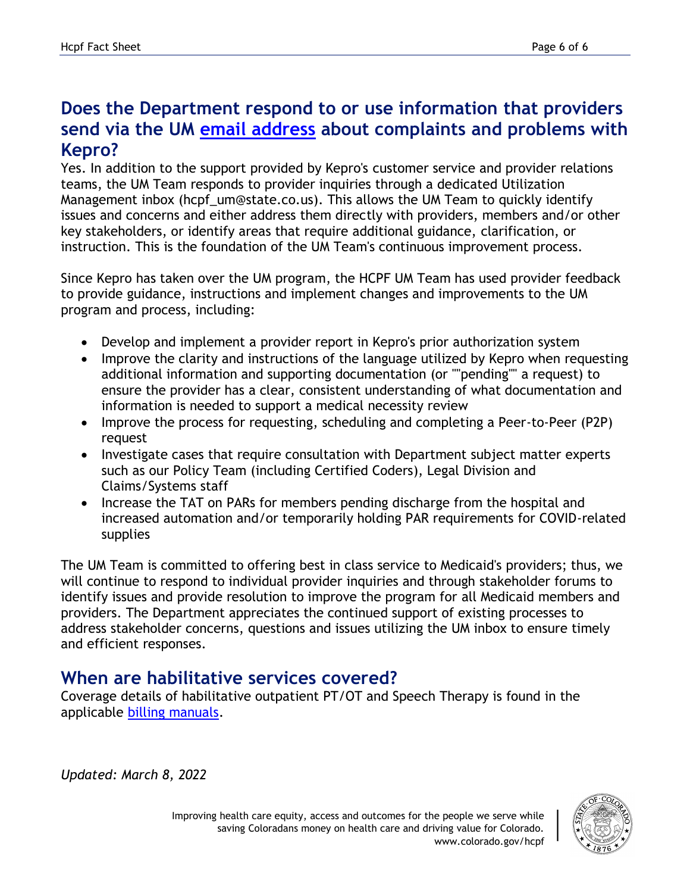## Does the Department respond to or use information that providers send via the UM email address about complaints and problems with Kepro?

Yes. In addition to the support provided by Kepro's customer service and provider relations teams, the UM Team responds to provider inquiries through a dedicated Utilization Management inbox (hcpf_um@state.co.us). This allows the UM Team to quickly identify issues and concerns and either address them directly with providers, members and/or other key stakeholders, or identify areas that require additional guidance, clarification, or instruction. This is the foundation of the UM Team's continuous improvement process.

Since Kepro has taken over the UM program, the HCPF UM Team has used provider feedback to provide guidance, instructions and implement changes and improvements to the UM program and process, including:

- Develop and implement a provider report in Kepro's prior authorization system
- Improve the clarity and instructions of the language utilized by Kepro when requesting additional information and supporting documentation (or ""pending"" a request) to ensure the provider has a clear, consistent understanding of what documentation and information is needed to support a medical necessity review
- Improve the process for requesting, scheduling and completing a Peer-to-Peer (P2P) request
- Investigate cases that require consultation with Department subject matter experts such as our Policy Team (including Certified Coders), Legal Division and Claims/Systems staff
- Increase the TAT on PARs for members pending discharge from the hospital and increased automation and/or temporarily holding PAR requirements for COVID-related supplies

The UM Team is committed to offering best in class service to Medicaid's providers; thus, we will continue to respond to individual provider inquiries and through stakeholder forums to identify issues and provide resolution to improve the program for all Medicaid members and providers. The Department appreciates the continued support of existing processes to address stakeholder concerns, questions and issues utilizing the UM inbox to ensure timely and efficient responses.

## When are habilitative services covered?

Coverage details of habilitative outpatient PT/OT and Speech Therapy is found in the applicable billing manuals.

*Updated: March 8, 2022*

Improving health care equity, access and outcomes for the people we serve while saving Coloradans money on health care and driving value for Colorado.
www.colorado.gov/hcpf